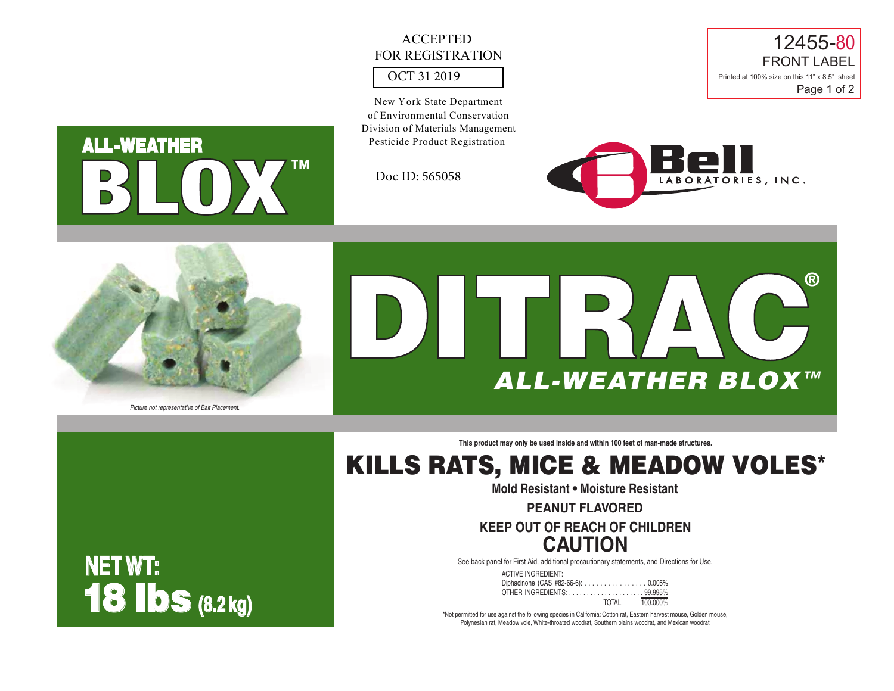ACCEPTED
FOR REGISTRATION

OCT 31 2019

New York State Department
of Environmental Conservation
Division of Materials Management
Pesticide Product Registration

Doc ID: 565058

12455-80
FRONT LABEL
Printed at 100% size on this 11" x 8.5" sheet

# ALL-WEATHER BLOX™

Bell LABORATORIES, INC.

*Picture not representative of Bait Placement.*

# DITRAC®

## *ALL-WEATHER BLOX™*

**This product may only be used inside and within 100 feet of man-made structures.**

# KILLS RATS, MICE & MEADOW VOLES*

**Mold Resistant • Moisture Resistant**

**PEANUT FLAVORED**

**KEEP OUT OF REACH OF CHILDREN**

## CAUTION

See back panel for First Aid, additional precautionary statements, and Directions for Use.

| ACTIVE INGREDIENT: | |
|---|---|
| Diphacinone (CAS #82-66-6): | 0.005% |
| OTHER INGREDIENTS: | 99.995% |
| TOTAL | 100.000% |

**NET WT: 18 lbs (8.2 kg)**

*Not permitted for use against the following species in California: Cotton rat, Eastern harvest mouse, Golden mouse, Polynesian rat, Meadow vole, White-throated woodrat, Southern plains woodrat, and Mexican woodrat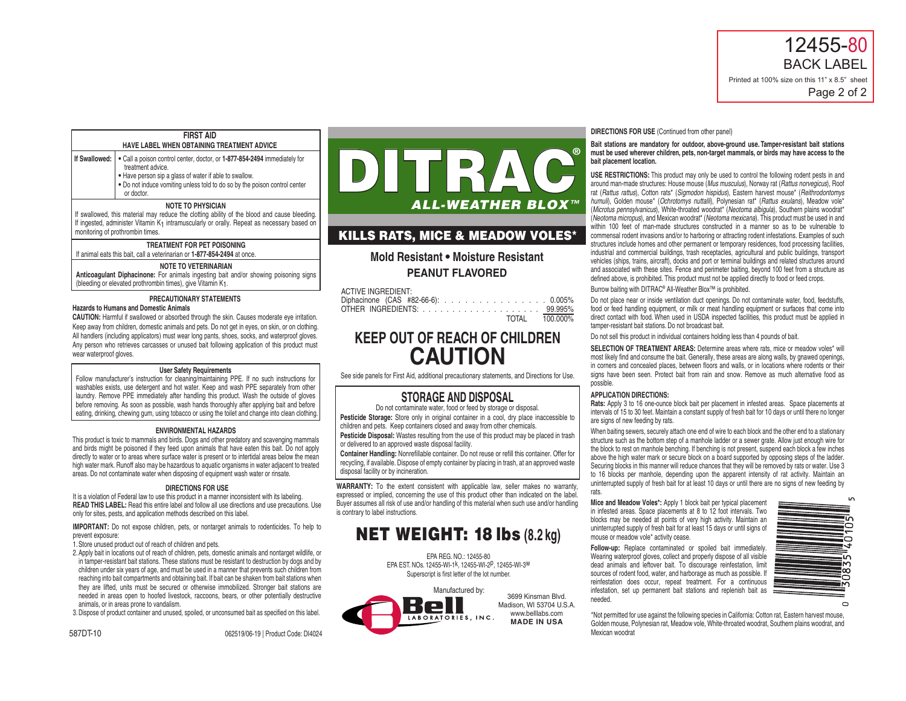12455-80
BACK LABEL
Printed at 100% size on this 11" x 8.5" sheet

## FIRST AID

**HAVE LABEL WHEN OBTAINING TREATMENT ADVICE**

| | |
|---|---|
| **If Swallowed:** | • Call a poison control center, doctor, or **1-877-854-2494** immediately for treatment advice. • Have person sip a glass of water if able to swallow. • Do not induce vomiting unless told to do so by the poison control center or doctor. |

**NOTE TO PHYSICIAN**

If swallowed, this material may reduce the clotting ability of the blood and cause bleeding. If ingested, administer Vitamin $K_1$ intramuscularly or orally. Repeat as necessary based on monitoring of prothrombin times.

**TREATMENT FOR PET POISONING**

If animal eats this bait, call a veterinarian or **1-877-854-2494** at once.

**NOTE TO VETERINARIAN**

**Anticoagulant Diphacinone:** For animals ingesting bait and/or showing poisoning signs (bleeding or elevated prothrombin times), give Vitamin $K_1$.

## PRECAUTIONARY STATEMENTS

**Hazards to Humans and Domestic Animals**

**CAUTION:** Harmful if swallowed or absorbed through the skin. Causes moderate eye irritation. Keep away from children, domestic animals and pets. Do not get in eyes, on skin, or on clothing. All handlers (including applicators) must wear long pants, shoes, socks, and waterproof gloves. Any person who retrieves carcasses or unused bait following application of this product must wear waterproof gloves.

**User Safety Requirements**

Follow manufacturer's instruction for cleaning/maintaining PPE. If no such instructions for washables exists, use detergent and hot water. Keep and wash PPE separately from other laundry. Remove PPE immediately after handling this product. Wash the outside of gloves before removing. As soon as possible, wash hands thoroughly after applying bait and before eating, drinking, chewing gum, using tobacco or using the toilet and change into clean clothing.

**ENVIRONMENTAL HAZARDS**

This product is toxic to mammals and birds. Dogs and other predatory and scavenging mammals and birds might be poisoned if they feed upon animals that have eaten this bait. Do not apply directly to water or to areas where surface water is present or to intertidal areas below the mean high water mark. Runoff also may be hazardous to aquatic organisms in water adjacent to treated areas. Do not contaminate water when disposing of equipment wash water or rinsate.

## DIRECTIONS FOR USE

It is a violation of Federal law to use this product in a manner inconsistent with its labeling.

**READ THIS LABEL:** Read this entire label and follow all use directions and use precautions. Use only for sites, pests, and application methods described on this label.

**IMPORTANT:** Do not expose children, pets, or nontarget animals to rodenticides. To help to prevent exposure:

1. Store unused product out of reach of children and pets.
2. Apply bait in locations out of reach of children, pets, domestic animals and nontarget wildlife, or in tamper-resistant bait stations. These stations must be resistant to destruction by dogs and by children under six years of age, and must be used in a manner that prevents such children from reaching into bait compartments and obtaining bait. If bait can be shaken from bait stations when they are lifted, units must be secured or otherwise immobilized. Stronger bait stations are needed in areas open to hoofed livestock, raccoons, bears, or other potentially destructive animals, or in areas prone to vandalism.
3. Dispose of product container and unused, spoiled, or unconsumed bait as specified on this label.

587DT-10

062519/06-19 | Product Code: DI4024

# DITRAC®

## ALL-WEATHER BLOX™

## KILLS RATS, MICE & MEADOW VOLES*

**Mold Resistant • Moisture Resistant**

**PEANUT FLAVORED**

ACTIVE INGREDIENT:

| | |
|---|---|
| Diphacinone (CAS #82-66-6): | 0.005% |
| OTHER INGREDIENTS: | 99.995% |
| TOTAL | 100.000% |

## KEEP OUT OF REACH OF CHILDREN

# CAUTION

See side panels for First Aid, additional precautionary statements, and Directions for Use.

## STORAGE AND DISPOSAL

Do not contaminate water, food or feed by storage or disposal.

**Pesticide Storage:** Store only in original container in a cool, dry place inaccessible to children and pets. Keep containers closed and away from other chemicals.

**Pesticide Disposal:** Wastes resulting from the use of this product may be placed in trash or delivered to an approved waste disposal facility.

**Container Handling:** Nonrefillable container. Do not reuse or refill this container. Offer for recycling, if available. Dispose of empty container by placing in trash, at an approved waste disposal facility or by incineration.

**WARRANTY:** To the extent consistent with applicable law, seller makes no warranty, expressed or implied, concerning the use of this product other than indicated on the label. Buyer assumes all risk of use and/or handling of this material when such use and/or handling is contrary to label instructions.

## NET WEIGHT: 18 lbs (8.2 kg)

EPA REG. NO.: 12455-80

EPA EST. NOs. 12455-WI-1[K], 12455-WI-2[P], 12455-WI-3[W]

Superscript is first letter of the lot number.

Manufactured by:

Bell LABORATORIES, INC.

3699 Kinsman Blvd.
Madison, WI 53704 U.S.A.
www.belllabs.com
**MADE IN USA**

**DIRECTIONS FOR USE** (Continued from other panel)

**Bait stations are mandatory for outdoor, above-ground use. Tamper-resistant bait stations must be used wherever children, pets, non-target mammals, or birds may have access to the bait placement location.**

**USE RESTRICTIONS:** This product may only be used to control the following rodent pests in and around man-made structures: House mouse (*Mus musculus*), Norway rat (*Rattus norvegicus*), Roof rat (*Rattus rattus*), Cotton rats* (*Sigmodon hispidus*), Eastern harvest mouse* (*Reithrodontomys humuli*), Golden mouse* (*Ochrotomys nuttalli*), Polynesian rat* (*Rattus exulans*), Meadow vole* (*Microtus pennsylvanicus*), White-throated woodrat* (*Neotoma albigula*), Southern plains woodrat* (*Neotoma micropus*), and Mexican woodrat* (*Neotoma mexicana*). This product must be used in and within 100 feet of man-made structures constructed in a manner so as to be vulnerable to commensal rodent invasions and/or to harboring or attracting rodent infestations. Examples of such structures include homes and other permanent or temporary residences, food processing facilities, industrial and commercial buildings, trash receptacles, agricultural and public buildings, transport vehicles (ships, trains, aircraft), docks and port or terminal buildings and related structures around and associated with these sites. Fence and perimeter baiting, beyond 100 feet from a structure as defined above, is prohibited. This product must not be applied directly to food or feed crops.

Burrow baiting with DITRAC® All-Weather Blox™ is prohibited.

Do not place near or inside ventilation duct openings. Do not contaminate water, food, feedstuffs, food or feed handling equipment, or milk or meat handling equipment or surfaces that come into direct contact with food. When used in USDA inspected facilities, this product must be applied in tamper-resistant bait stations. Do not broadcast bait.

Do not sell this product in individual containers holding less than 4 pounds of bait.

**SELECTION OF TREATMENT AREAS:** Determine areas where rats, mice or meadow voles* will most likely find and consume the bait. Generally, these areas are along walls, by gnawed openings, in corners and concealed places, between floors and walls, or in locations where rodents or their signs have been seen. Protect bait from rain and snow. Remove as much alternative food as possible.

**APPLICATION DIRECTIONS:**

**Rats:** Apply 3 to 16 one-ounce block bait per placement in infested areas. Space placements at intervals of 15 to 30 feet. Maintain a constant supply of fresh bait for 10 days or until there no longer are signs of new feeding by rats.

When baiting sewers, securely attach one end of wire to each block and the other end to a stationary structure such as the bottom step of a manhole ladder or a sewer grate. Allow just enough wire for the block to rest on manhole benching. If benching is not present, suspend each block a few inches above the high water mark or secure block on a board supported by opposing steps of the ladder. Securing blocks in this manner will reduce chances that they will be removed by rats or water. Use 3 to 16 blocks per manhole, depending upon the apparent intensity of rat activity. Maintain an uninterrupted supply of fresh bait for at least 10 days or until there are no signs of new feeding by rats.

**Mice and Meadow Voles*:** Apply 1 block bait per typical placement in infested areas. Space placements at 8 to 12 foot intervals. Two blocks may be needed at points of very high activity. Maintain an uninterrupted supply of fresh bait for at least 15 days or until signs of mouse or meadow vole* activity cease.

**Follow-up:** Replace contaminated or spoiled bait immediately. Wearing waterproof gloves, collect and properly dispose of all visible dead animals and leftover bait. To discourage reinfestation, limit sources of rodent food, water, and harborage as much as possible. If reinfestation does occur, repeat treatment. For a continuous infestation, set up permanent bait stations and replenish bait as needed.

0 30835 40105 5

*Not permitted for use against the following species in California: Cotton rat, Eastern harvest mouse, Golden mouse, Polynesian rat, Meadow vole, White-throated woodrat, Southern plains woodrat, and Mexican woodrat